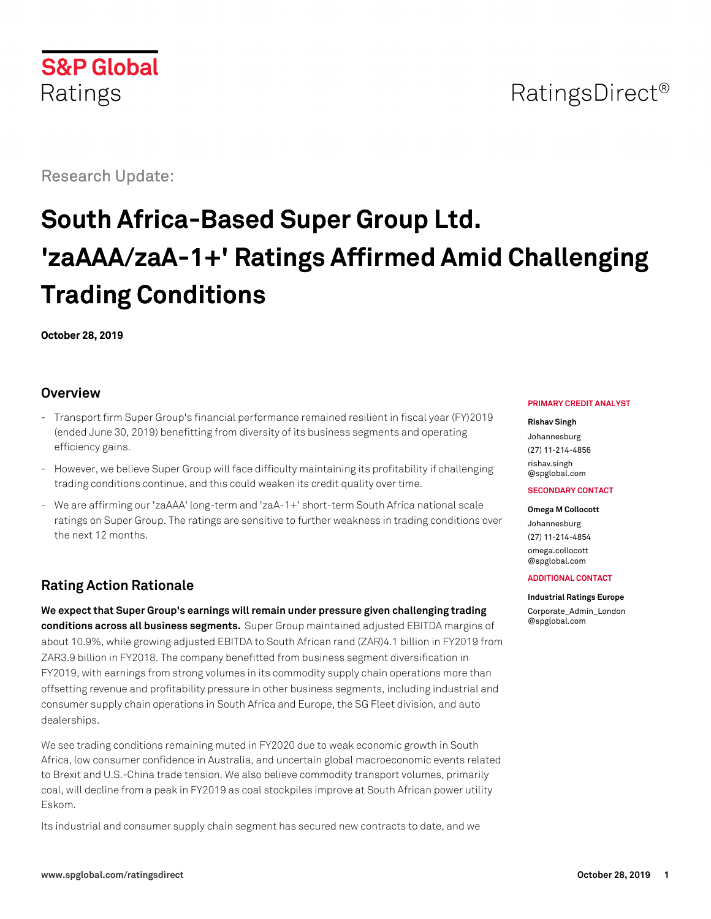S&P Global Ratings

RatingsDirect®

Research Update:

# South Africa-Based Super Group Ltd. 'zaAAA/zaA-1+' Ratings Affirmed Amid Challenging Trading Conditions

**October 28, 2019**

## Overview

- Transport firm Super Group's financial performance remained resilient in fiscal year (FY)2019 (ended June 30, 2019) benefitting from diversity of its business segments and operating efficiency gains.
- However, we believe Super Group will face difficulty maintaining its profitability if challenging trading conditions continue, and this could weaken its credit quality over time.
- We are affirming our 'zaAAA' long-term and 'zaA-1+' short-term South Africa national scale ratings on Super Group. The ratings are sensitive to further weakness in trading conditions over the next 12 months.

**PRIMARY CREDIT ANALYST**

**Rishav Singh**
Johannesburg
(27) 11-214-4856
rishav.singh@spglobal.com

**SECONDARY CONTACT**

**Omega M Collocott**
Johannesburg
(27) 11-214-4854
omega.collocott@spglobal.com

**ADDITIONAL CONTACT**

**Industrial Ratings Europe**
Corporate_Admin_London@spglobal.com

## Rating Action Rationale

**We expect that Super Group's earnings will remain under pressure given challenging trading conditions across all business segments.** Super Group maintained adjusted EBITDA margins of about 10.9%, while growing adjusted EBITDA to South African rand (ZAR)4.1 billion in FY2019 from ZAR3.9 billion in FY2018. The company benefitted from business segment diversification in FY2019, with earnings from strong volumes in its commodity supply chain operations more than offsetting revenue and profitability pressure in other business segments, including industrial and consumer supply chain operations in South Africa and Europe, the SG Fleet division, and auto dealerships.

We see trading conditions remaining muted in FY2020 due to weak economic growth in South Africa, low consumer confidence in Australia, and uncertain global macroeconomic events related to Brexit and U.S.-China trade tension. We also believe commodity transport volumes, primarily coal, will decline from a peak in FY2019 as coal stockpiles improve at South African power utility Eskom.

Its industrial and consumer supply chain segment has secured new contracts to date, and we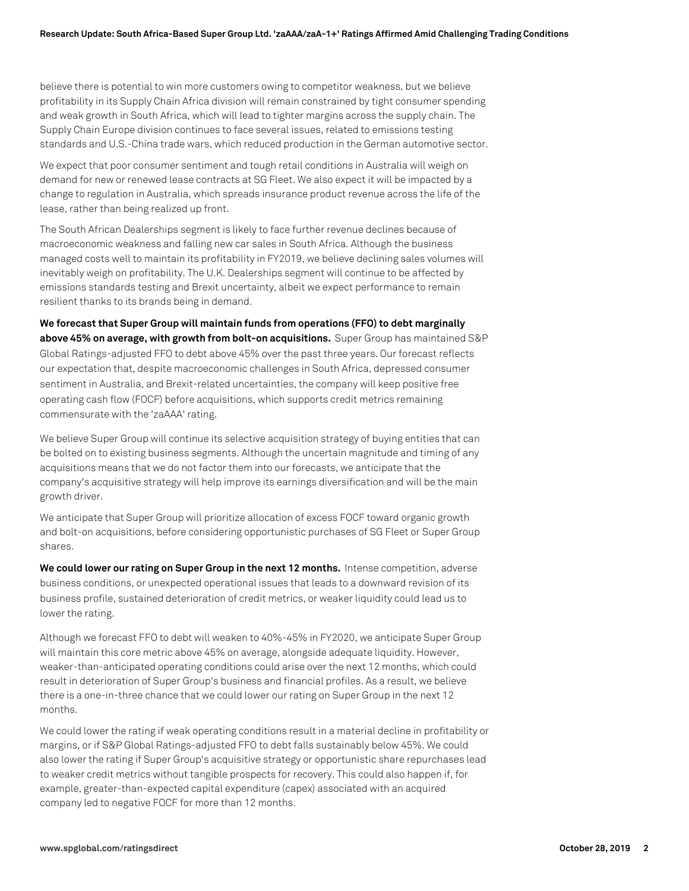believe there is potential to win more customers owing to competitor weakness, but we believe profitability in its Supply Chain Africa division will remain constrained by tight consumer spending and weak growth in South Africa, which will lead to tighter margins across the supply chain. The Supply Chain Europe division continues to face several issues, related to emissions testing standards and U.S.-China trade wars, which reduced production in the German automotive sector.

We expect that poor consumer sentiment and tough retail conditions in Australia will weigh on demand for new or renewed lease contracts at SG Fleet. We also expect it will be impacted by a change to regulation in Australia, which spreads insurance product revenue across the life of the lease, rather than being realized up front.

The South African Dealerships segment is likely to face further revenue declines because of macroeconomic weakness and falling new car sales in South Africa. Although the business managed costs well to maintain its profitability in FY2019, we believe declining sales volumes will inevitably weigh on profitability. The U.K. Dealerships segment will continue to be affected by emissions standards testing and Brexit uncertainty, albeit we expect performance to remain resilient thanks to its brands being in demand.

**We forecast that Super Group will maintain funds from operations (FFO) to debt marginally above 45% on average, with growth from bolt-on acquisitions.** Super Group has maintained S&P Global Ratings-adjusted FFO to debt above 45% over the past three years. Our forecast reflects our expectation that, despite macroeconomic challenges in South Africa, depressed consumer sentiment in Australia, and Brexit-related uncertainties, the company will keep positive free operating cash flow (FOCF) before acquisitions, which supports credit metrics remaining commensurate with the 'zaAAA' rating.

We believe Super Group will continue its selective acquisition strategy of buying entities that can be bolted on to existing business segments. Although the uncertain magnitude and timing of any acquisitions means that we do not factor them into our forecasts, we anticipate that the company's acquisitive strategy will help improve its earnings diversification and will be the main growth driver.

We anticipate that Super Group will prioritize allocation of excess FOCF toward organic growth and bolt-on acquisitions, before considering opportunistic purchases of SG Fleet or Super Group shares.

**We could lower our rating on Super Group in the next 12 months.** Intense competition, adverse business conditions, or unexpected operational issues that leads to a downward revision of its business profile, sustained deterioration of credit metrics, or weaker liquidity could lead us to lower the rating.

Although we forecast FFO to debt will weaken to 40%-45% in FY2020, we anticipate Super Group will maintain this core metric above 45% on average, alongside adequate liquidity. However, weaker-than-anticipated operating conditions could arise over the next 12 months, which could result in deterioration of Super Group's business and financial profiles. As a result, we believe there is a one-in-three chance that we could lower our rating on Super Group in the next 12 months.

We could lower the rating if weak operating conditions result in a material decline in profitability or margins, or if S&P Global Ratings-adjusted FFO to debt falls sustainably below 45%. We could also lower the rating if Super Group's acquisitive strategy or opportunistic share repurchases lead to weaker credit metrics without tangible prospects for recovery. This could also happen if, for example, greater-than-expected capital expenditure (capex) associated with an acquired company led to negative FOCF for more than 12 months.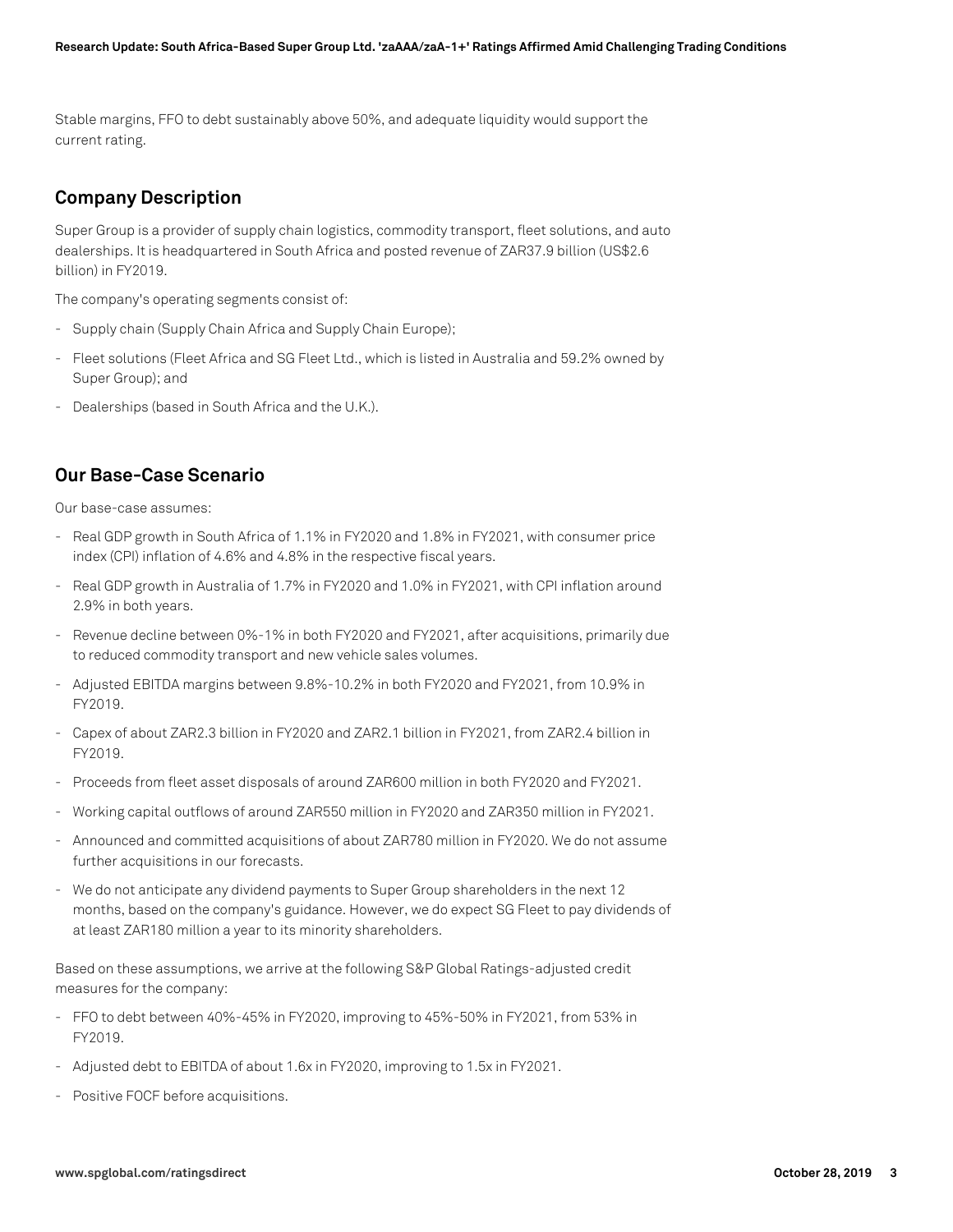Stable margins, FFO to debt sustainably above 50%, and adequate liquidity would support the current rating.

## Company Description

Super Group is a provider of supply chain logistics, commodity transport, fleet solutions, and auto dealerships. It is headquartered in South Africa and posted revenue of ZAR37.9 billion (US$2.6 billion) in FY2019.

The company's operating segments consist of:

- Supply chain (Supply Chain Africa and Supply Chain Europe);
- Fleet solutions (Fleet Africa and SG Fleet Ltd., which is listed in Australia and 59.2% owned by Super Group); and
- Dealerships (based in South Africa and the U.K.).

## Our Base-Case Scenario

Our base-case assumes:

- Real GDP growth in South Africa of 1.1% in FY2020 and 1.8% in FY2021, with consumer price index (CPI) inflation of 4.6% and 4.8% in the respective fiscal years.
- Real GDP growth in Australia of 1.7% in FY2020 and 1.0% in FY2021, with CPI inflation around 2.9% in both years.
- Revenue decline between 0%-1% in both FY2020 and FY2021, after acquisitions, primarily due to reduced commodity transport and new vehicle sales volumes.
- Adjusted EBITDA margins between 9.8%-10.2% in both FY2020 and FY2021, from 10.9% in FY2019.
- Capex of about ZAR2.3 billion in FY2020 and ZAR2.1 billion in FY2021, from ZAR2.4 billion in FY2019.
- Proceeds from fleet asset disposals of around ZAR600 million in both FY2020 and FY2021.
- Working capital outflows of around ZAR550 million in FY2020 and ZAR350 million in FY2021.
- Announced and committed acquisitions of about ZAR780 million in FY2020. We do not assume further acquisitions in our forecasts.
- We do not anticipate any dividend payments to Super Group shareholders in the next 12 months, based on the company's guidance. However, we do expect SG Fleet to pay dividends of at least ZAR180 million a year to its minority shareholders.

Based on these assumptions, we arrive at the following S&P Global Ratings-adjusted credit measures for the company:

- FFO to debt between 40%-45% in FY2020, improving to 45%-50% in FY2021, from 53% in FY2019.
- Adjusted debt to EBITDA of about 1.6x in FY2020, improving to 1.5x in FY2021.
- Positive FOCF before acquisitions.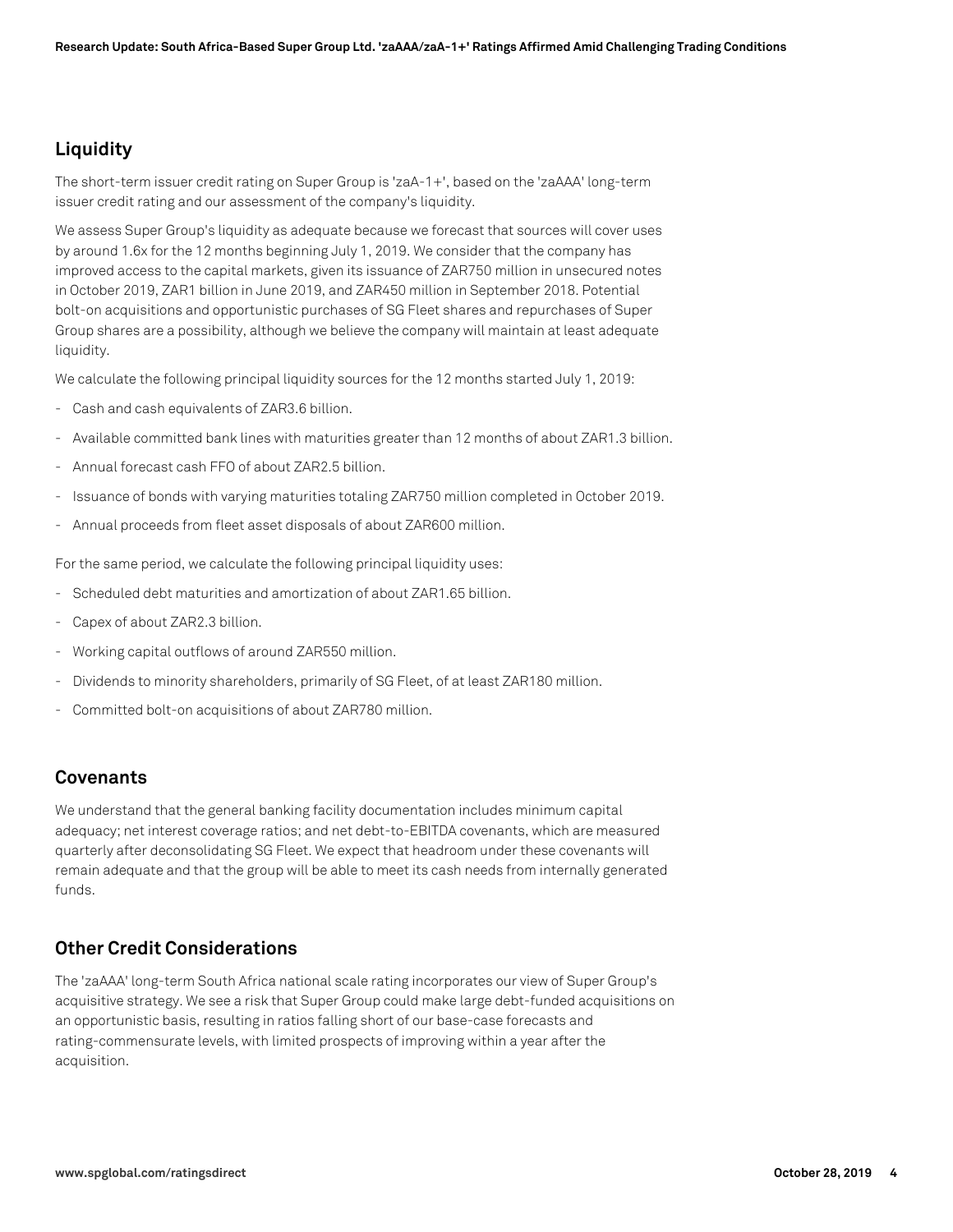## Liquidity

The short-term issuer credit rating on Super Group is 'zaA-1+', based on the 'zaAAA' long-term issuer credit rating and our assessment of the company's liquidity.

We assess Super Group's liquidity as adequate because we forecast that sources will cover uses by around 1.6x for the 12 months beginning July 1, 2019. We consider that the company has improved access to the capital markets, given its issuance of ZAR750 million in unsecured notes in October 2019, ZAR1 billion in June 2019, and ZAR450 million in September 2018. Potential bolt-on acquisitions and opportunistic purchases of SG Fleet shares and repurchases of Super Group shares are a possibility, although we believe the company will maintain at least adequate liquidity.

We calculate the following principal liquidity sources for the 12 months started July 1, 2019:

- Cash and cash equivalents of ZAR3.6 billion.
- Available committed bank lines with maturities greater than 12 months of about ZAR1.3 billion.
- Annual forecast cash FFO of about ZAR2.5 billion.
- Issuance of bonds with varying maturities totaling ZAR750 million completed in October 2019.
- Annual proceeds from fleet asset disposals of about ZAR600 million.

For the same period, we calculate the following principal liquidity uses:

- Scheduled debt maturities and amortization of about ZAR1.65 billion.
- Capex of about ZAR2.3 billion.
- Working capital outflows of around ZAR550 million.
- Dividends to minority shareholders, primarily of SG Fleet, of at least ZAR180 million.
- Committed bolt-on acquisitions of about ZAR780 million.

## Covenants

We understand that the general banking facility documentation includes minimum capital adequacy; net interest coverage ratios; and net debt-to-EBITDA covenants, which are measured quarterly after deconsolidating SG Fleet. We expect that headroom under these covenants will remain adequate and that the group will be able to meet its cash needs from internally generated funds.

## Other Credit Considerations

The 'zaAAA' long-term South Africa national scale rating incorporates our view of Super Group's acquisitive strategy. We see a risk that Super Group could make large debt-funded acquisitions on an opportunistic basis, resulting in ratios falling short of our base-case forecasts and rating-commensurate levels, with limited prospects of improving within a year after the acquisition.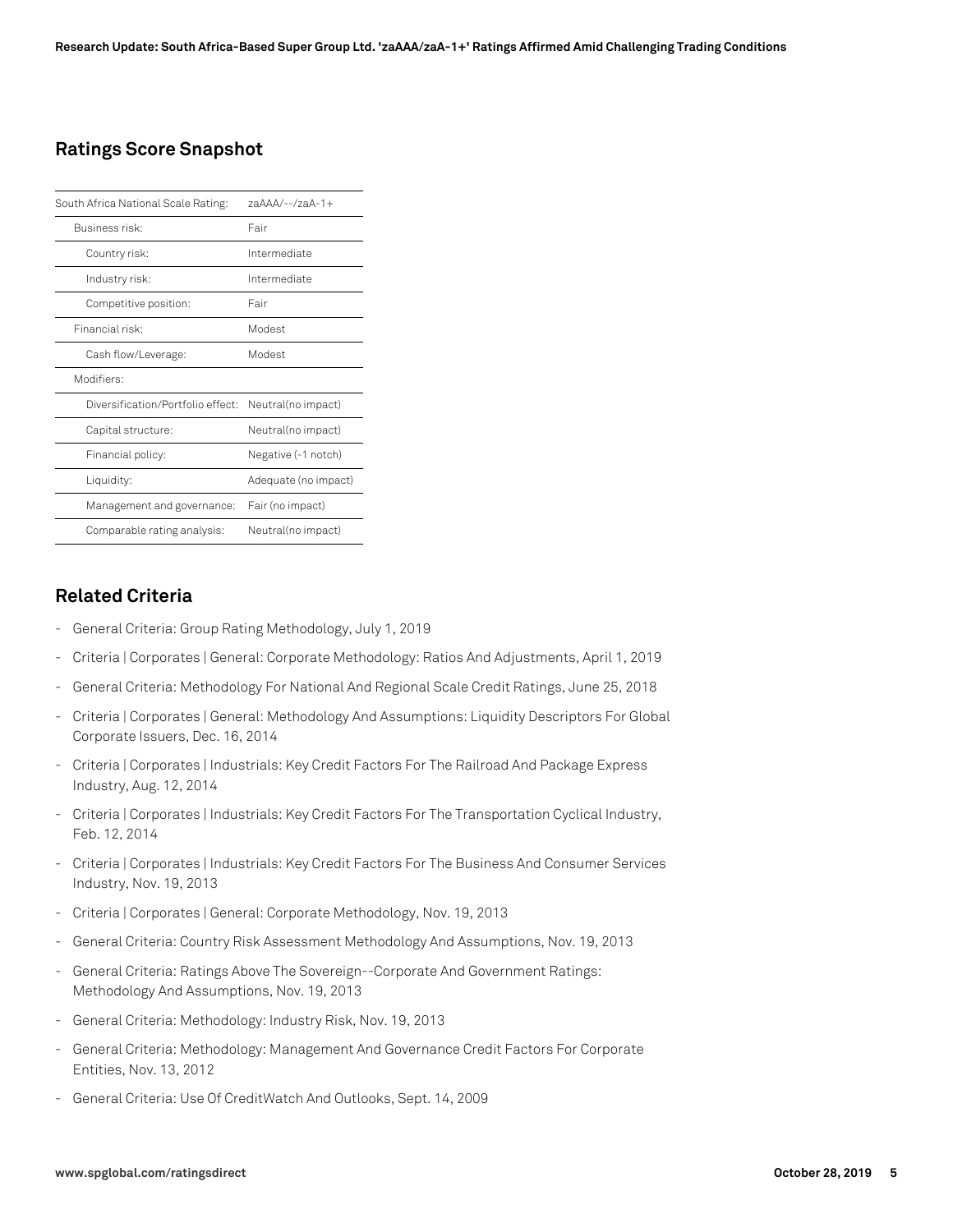## Ratings Score Snapshot

| South Africa National Scale Rating: | zaAAA/--/zaA-1+ |
|---|---|
| Business risk: | Fair |
| Country risk: | Intermediate |
| Industry risk: | Intermediate |
| Competitive position: | Fair |
| Financial risk: | Modest |
| Cash flow/Leverage: | Modest |
| Modifiers: | |
| Diversification/Portfolio effect: | Neutral(no impact) |
| Capital structure: | Neutral(no impact) |
| Financial policy: | Negative (-1 notch) |
| Liquidity: | Adequate (no impact) |
| Management and governance: | Fair (no impact) |
| Comparable rating analysis: | Neutral(no impact) |

## Related Criteria

- General Criteria: Group Rating Methodology, July 1, 2019
- Criteria | Corporates | General: Corporate Methodology: Ratios And Adjustments, April 1, 2019
- General Criteria: Methodology For National And Regional Scale Credit Ratings, June 25, 2018
- Criteria | Corporates | General: Methodology And Assumptions: Liquidity Descriptors For Global Corporate Issuers, Dec. 16, 2014
- Criteria | Corporates | Industrials: Key Credit Factors For The Railroad And Package Express Industry, Aug. 12, 2014
- Criteria | Corporates | Industrials: Key Credit Factors For The Transportation Cyclical Industry, Feb. 12, 2014
- Criteria | Corporates | Industrials: Key Credit Factors For The Business And Consumer Services Industry, Nov. 19, 2013
- Criteria | Corporates | General: Corporate Methodology, Nov. 19, 2013
- General Criteria: Country Risk Assessment Methodology And Assumptions, Nov. 19, 2013
- General Criteria: Ratings Above The Sovereign--Corporate And Government Ratings: Methodology And Assumptions, Nov. 19, 2013
- General Criteria: Methodology: Industry Risk, Nov. 19, 2013
- General Criteria: Methodology: Management And Governance Credit Factors For Corporate Entities, Nov. 13, 2012
- General Criteria: Use Of CreditWatch And Outlooks, Sept. 14, 2009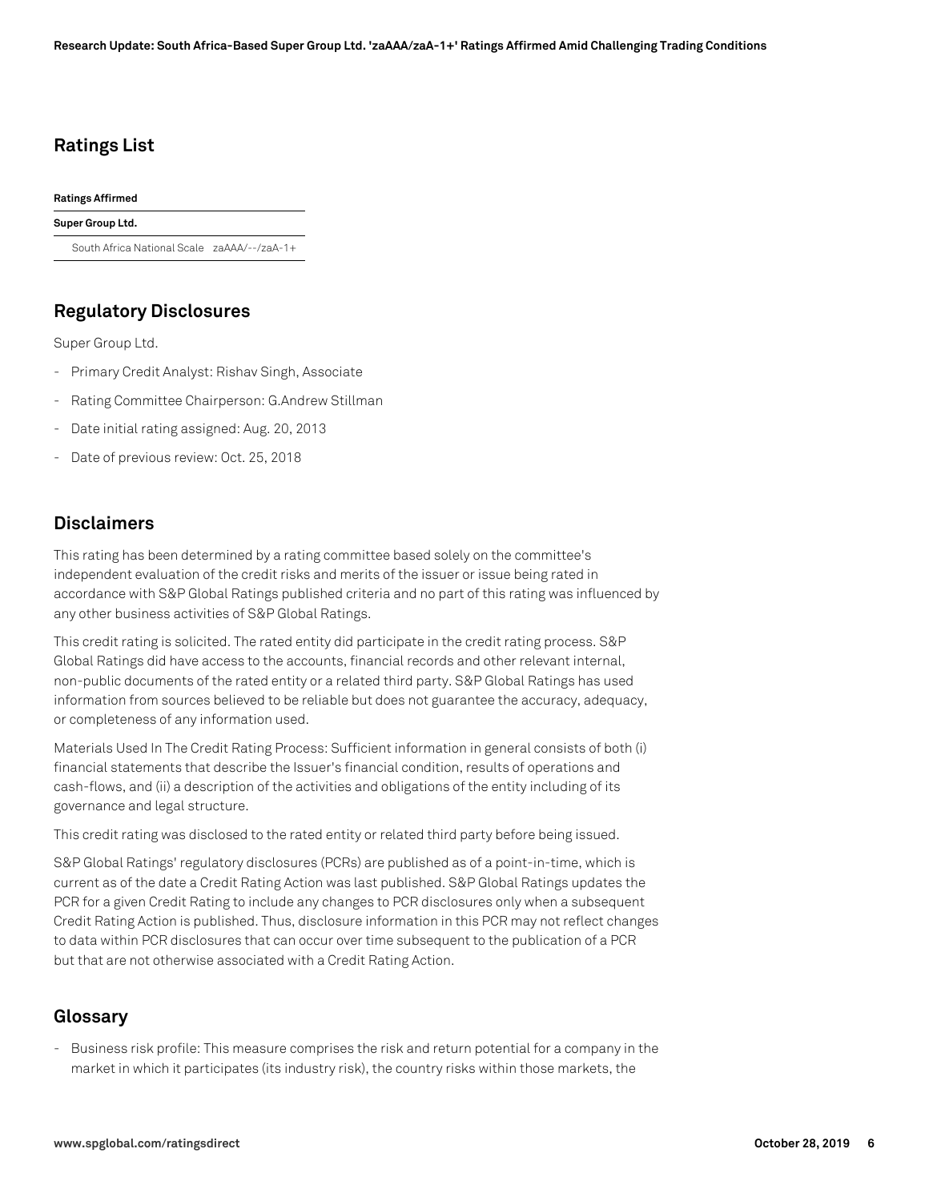## Ratings List

| Ratings Affirmed | |
|---|---|
| **Super Group Ltd.** | |
| South Africa National Scale | zaAAA/--/zaA-1+ |

## Regulatory Disclosures

Super Group Ltd.

- Primary Credit Analyst: Rishav Singh, Associate
- Rating Committee Chairperson: G.Andrew Stillman
- Date initial rating assigned: Aug. 20, 2013
- Date of previous review: Oct. 25, 2018

## Disclaimers

This rating has been determined by a rating committee based solely on the committee's independent evaluation of the credit risks and merits of the issuer or issue being rated in accordance with S&P Global Ratings published criteria and no part of this rating was influenced by any other business activities of S&P Global Ratings.

This credit rating is solicited. The rated entity did participate in the credit rating process. S&P Global Ratings did have access to the accounts, financial records and other relevant internal, non-public documents of the rated entity or a related third party. S&P Global Ratings has used information from sources believed to be reliable but does not guarantee the accuracy, adequacy, or completeness of any information used.

Materials Used In The Credit Rating Process: Sufficient information in general consists of both (i) financial statements that describe the Issuer's financial condition, results of operations and cash-flows, and (ii) a description of the activities and obligations of the entity including of its governance and legal structure.

This credit rating was disclosed to the rated entity or related third party before being issued.

S&P Global Ratings' regulatory disclosures (PCRs) are published as of a point-in-time, which is current as of the date a Credit Rating Action was last published. S&P Global Ratings updates the PCR for a given Credit Rating to include any changes to PCR disclosures only when a subsequent Credit Rating Action is published. Thus, disclosure information in this PCR may not reflect changes to data within PCR disclosures that can occur over time subsequent to the publication of a PCR but that are not otherwise associated with a Credit Rating Action.

## Glossary

- Business risk profile: This measure comprises the risk and return potential for a company in the market in which it participates (its industry risk), the country risks within those markets, the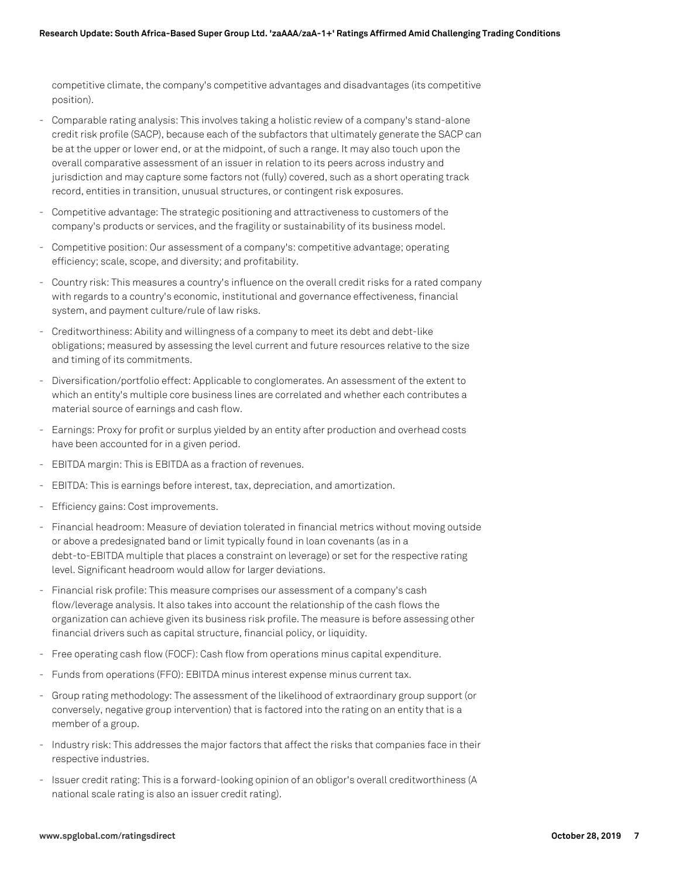competitive climate, the company's competitive advantages and disadvantages (its competitive position).

- Comparable rating analysis: This involves taking a holistic review of a company's stand-alone credit risk profile (SACP), because each of the subfactors that ultimately generate the SACP can be at the upper or lower end, or at the midpoint, of such a range. It may also touch upon the overall comparative assessment of an issuer in relation to its peers across industry and jurisdiction and may capture some factors not (fully) covered, such as a short operating track record, entities in transition, unusual structures, or contingent risk exposures.
- Competitive advantage: The strategic positioning and attractiveness to customers of the company's products or services, and the fragility or sustainability of its business model.
- Competitive position: Our assessment of a company's: competitive advantage; operating efficiency; scale, scope, and diversity; and profitability.
- Country risk: This measures a country's influence on the overall credit risks for a rated company with regards to a country's economic, institutional and governance effectiveness, financial system, and payment culture/rule of law risks.
- Creditworthiness: Ability and willingness of a company to meet its debt and debt-like obligations; measured by assessing the level current and future resources relative to the size and timing of its commitments.
- Diversification/portfolio effect: Applicable to conglomerates. An assessment of the extent to which an entity's multiple core business lines are correlated and whether each contributes a material source of earnings and cash flow.
- Earnings: Proxy for profit or surplus yielded by an entity after production and overhead costs have been accounted for in a given period.
- EBITDA margin: This is EBITDA as a fraction of revenues.
- EBITDA: This is earnings before interest, tax, depreciation, and amortization.
- Efficiency gains: Cost improvements.
- Financial headroom: Measure of deviation tolerated in financial metrics without moving outside or above a predesignated band or limit typically found in loan covenants (as in a debt-to-EBITDA multiple that places a constraint on leverage) or set for the respective rating level. Significant headroom would allow for larger deviations.
- Financial risk profile: This measure comprises our assessment of a company's cash flow/leverage analysis. It also takes into account the relationship of the cash flows the organization can achieve given its business risk profile. The measure is before assessing other financial drivers such as capital structure, financial policy, or liquidity.
- Free operating cash flow (FOCF): Cash flow from operations minus capital expenditure.
- Funds from operations (FFO): EBITDA minus interest expense minus current tax.
- Group rating methodology: The assessment of the likelihood of extraordinary group support (or conversely, negative group intervention) that is factored into the rating on an entity that is a member of a group.
- Industry risk: This addresses the major factors that affect the risks that companies face in their respective industries.
- Issuer credit rating: This is a forward-looking opinion of an obligor's overall creditworthiness (A national scale rating is also an issuer credit rating).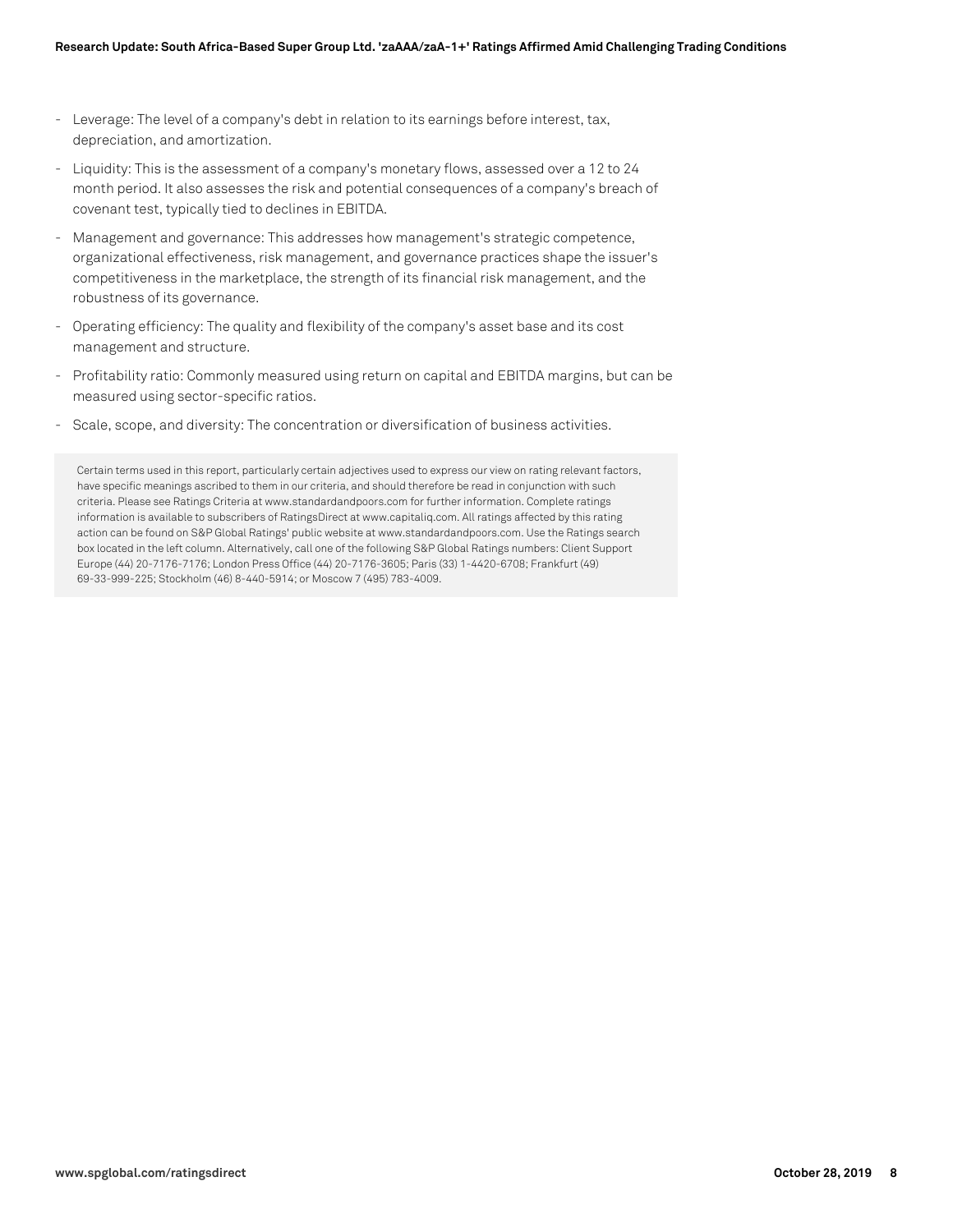- Leverage: The level of a company's debt in relation to its earnings before interest, tax, depreciation, and amortization.
- Liquidity: This is the assessment of a company's monetary flows, assessed over a 12 to 24 month period. It also assesses the risk and potential consequences of a company's breach of covenant test, typically tied to declines in EBITDA.
- Management and governance: This addresses how management's strategic competence, organizational effectiveness, risk management, and governance practices shape the issuer's competitiveness in the marketplace, the strength of its financial risk management, and the robustness of its governance.
- Operating efficiency: The quality and flexibility of the company's asset base and its cost management and structure.
- Profitability ratio: Commonly measured using return on capital and EBITDA margins, but can be measured using sector-specific ratios.
- Scale, scope, and diversity: The concentration or diversification of business activities.

Certain terms used in this report, particularly certain adjectives used to express our view on rating relevant factors, have specific meanings ascribed to them in our criteria, and should therefore be read in conjunction with such criteria. Please see Ratings Criteria at www.standardandpoors.com for further information. Complete ratings information is available to subscribers of RatingsDirect at www.capitaliq.com. All ratings affected by this rating action can be found on S&P Global Ratings' public website at www.standardandpoors.com. Use the Ratings search box located in the left column. Alternatively, call one of the following S&P Global Ratings numbers: Client Support Europe (44) 20-7176-7176; London Press Office (44) 20-7176-3605; Paris (33) 1-4420-6708; Frankfurt (49) 69-33-999-225; Stockholm (46) 8-440-5914; or Moscow 7 (495) 783-4009.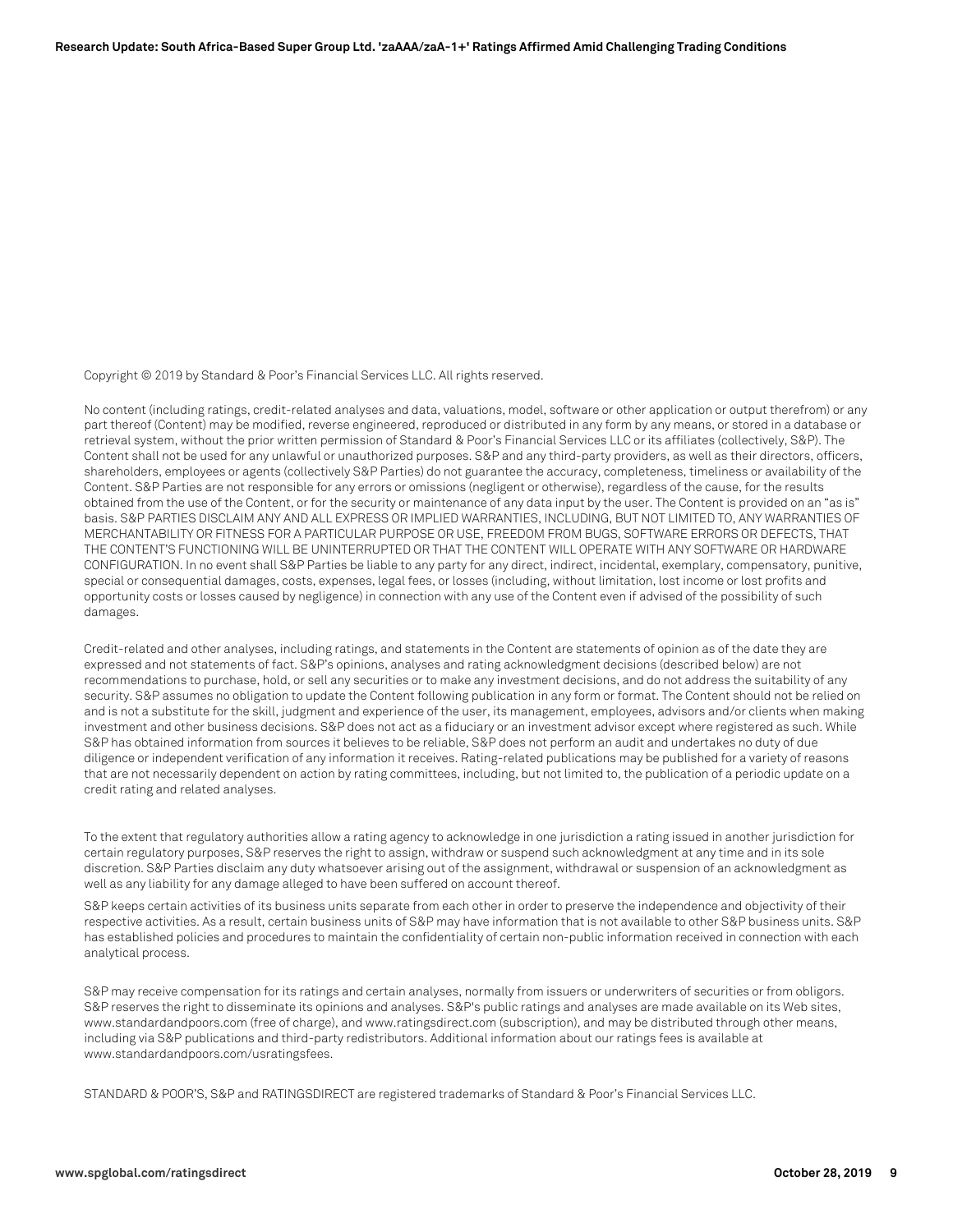Copyright © 2019 by Standard & Poor's Financial Services LLC. All rights reserved.

No content (including ratings, credit-related analyses and data, valuations, model, software or other application or output therefrom) or any part thereof (Content) may be modified, reverse engineered, reproduced or distributed in any form by any means, or stored in a database or retrieval system, without the prior written permission of Standard & Poor's Financial Services LLC or its affiliates (collectively, S&P). The Content shall not be used for any unlawful or unauthorized purposes. S&P and any third-party providers, as well as their directors, officers, shareholders, employees or agents (collectively S&P Parties) do not guarantee the accuracy, completeness, timeliness or availability of the Content. S&P Parties are not responsible for any errors or omissions (negligent or otherwise), regardless of the cause, for the results obtained from the use of the Content, or for the security or maintenance of any data input by the user. The Content is provided on an "as is" basis. S&P PARTIES DISCLAIM ANY AND ALL EXPRESS OR IMPLIED WARRANTIES, INCLUDING, BUT NOT LIMITED TO, ANY WARRANTIES OF MERCHANTABILITY OR FITNESS FOR A PARTICULAR PURPOSE OR USE, FREEDOM FROM BUGS, SOFTWARE ERRORS OR DEFECTS, THAT THE CONTENT'S FUNCTIONING WILL BE UNINTERRUPTED OR THAT THE CONTENT WILL OPERATE WITH ANY SOFTWARE OR HARDWARE CONFIGURATION. In no event shall S&P Parties be liable to any party for any direct, indirect, incidental, exemplary, compensatory, punitive, special or consequential damages, costs, expenses, legal fees, or losses (including, without limitation, lost income or lost profits and opportunity costs or losses caused by negligence) in connection with any use of the Content even if advised of the possibility of such damages.

Credit-related and other analyses, including ratings, and statements in the Content are statements of opinion as of the date they are expressed and not statements of fact. S&P's opinions, analyses and rating acknowledgment decisions (described below) are not recommendations to purchase, hold, or sell any securities or to make any investment decisions, and do not address the suitability of any security. S&P assumes no obligation to update the Content following publication in any form or format. The Content should not be relied on and is not a substitute for the skill, judgment and experience of the user, its management, employees, advisors and/or clients when making investment and other business decisions. S&P does not act as a fiduciary or an investment advisor except where registered as such. While S&P has obtained information from sources it believes to be reliable, S&P does not perform an audit and undertakes no duty of due diligence or independent verification of any information it receives. Rating-related publications may be published for a variety of reasons that are not necessarily dependent on action by rating committees, including, but not limited to, the publication of a periodic update on a credit rating and related analyses.

To the extent that regulatory authorities allow a rating agency to acknowledge in one jurisdiction a rating issued in another jurisdiction for certain regulatory purposes, S&P reserves the right to assign, withdraw or suspend such acknowledgment at any time and in its sole discretion. S&P Parties disclaim any duty whatsoever arising out of the assignment, withdrawal or suspension of an acknowledgment as well as any liability for any damage alleged to have been suffered on account thereof.

S&P keeps certain activities of its business units separate from each other in order to preserve the independence and objectivity of their respective activities. As a result, certain business units of S&P may have information that is not available to other S&P business units. S&P has established policies and procedures to maintain the confidentiality of certain non-public information received in connection with each analytical process.

S&P may receive compensation for its ratings and certain analyses, normally from issuers or underwriters of securities or from obligors. S&P reserves the right to disseminate its opinions and analyses. S&P's public ratings and analyses are made available on its Web sites, www.standardandpoors.com (free of charge), and www.ratingsdirect.com (subscription), and may be distributed through other means, including via S&P publications and third-party redistributors. Additional information about our ratings fees is available at www.standardandpoors.com/usratingsfees.

STANDARD & POOR'S, S&P and RATINGSDIRECT are registered trademarks of Standard & Poor's Financial Services LLC.